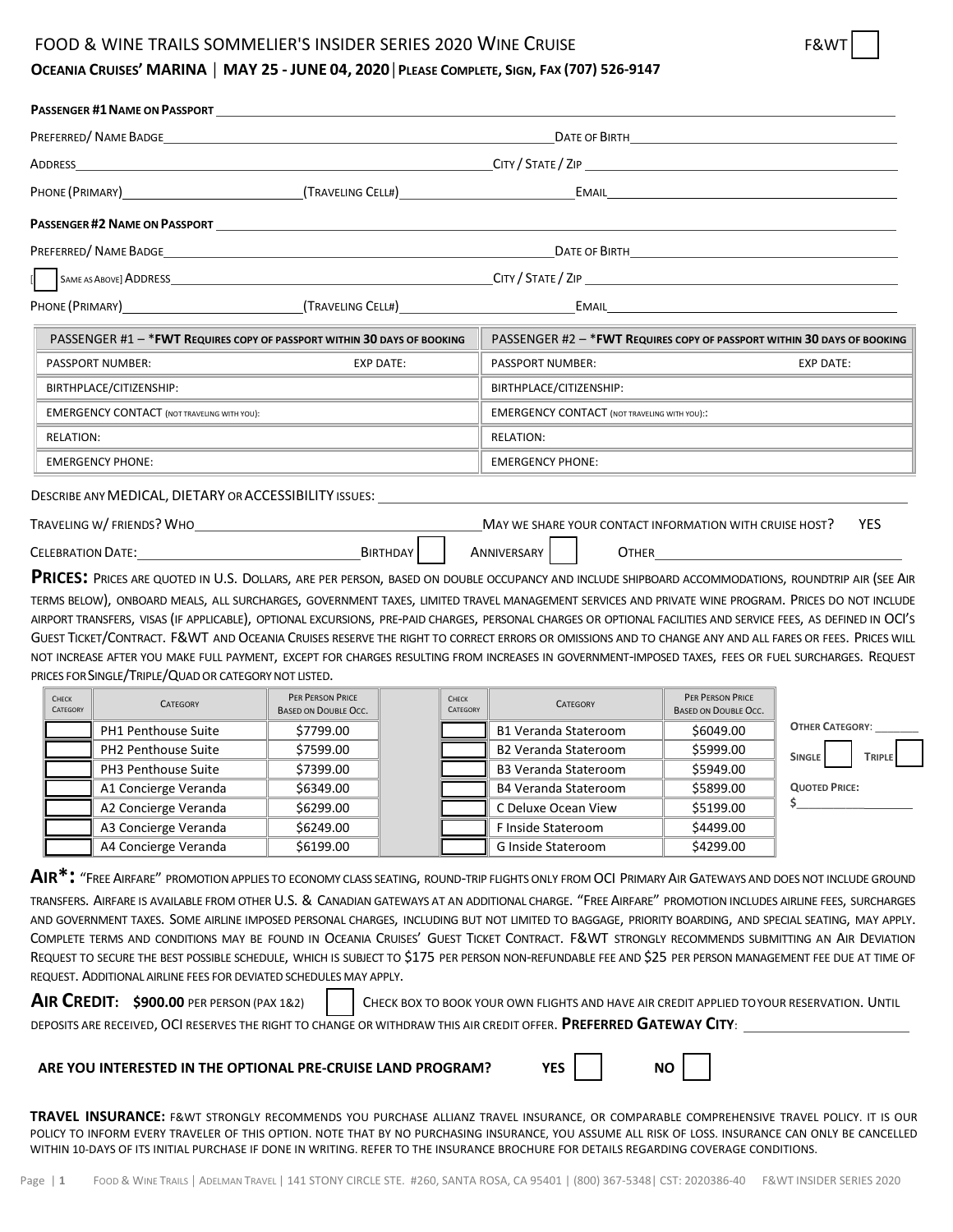# FOOD & WINE TRAILS SOMMELIER'S INSIDER SERIES 2020 WINE CRUISE

F&WT [ ]

**OCEANIA CRUISES' MARINA | MAY 25 - JUNE 04, 2020 | PLEASE COMPLETE, SIGN, FAX (707) 526-9147**

**PASSENGER #1 NAME ON PASSPORT** ____________________

PREFERRED/ NAME BADGE ____________________ DATE OF BIRTH ____________________

ADDRESS ____________________ CITY / STATE / ZIP ____________________

PHONE (PRIMARY) ____________________ (TRAVELING CELL#) ____________________ EMAIL ____________________

**PASSENGER #2 NAME ON PASSPORT** ____________________

PREFERRED/ NAME BADGE ____________________ DATE OF BIRTH ____________________

[ ] SAME AS ABOVE] ADDRESS ____________________ CITY / STATE / ZIP ____________________

PHONE (PRIMARY) ____________________ (TRAVELING CELL#) ____________________ EMAIL ____________________

| PASSENGER #1 – ***FWT REQUIRES COPY OF PASSPORT WITHIN 30 DAYS OF BOOKING** | | PASSENGER #2 – ***FWT REQUIRES COPY OF PASSPORT WITHIN 30 DAYS OF BOOKING** | |
|---|---|---|---|
| PASSPORT NUMBER: | EXP DATE: | PASSPORT NUMBER: | EXP DATE: |
| BIRTHPLACE/CITIZENSHIP: | | BIRTHPLACE/CITIZENSHIP: | |
| EMERGENCY CONTACT (NOT TRAVELING WITH YOU): | | EMERGENCY CONTACT (NOT TRAVELING WITH YOU):: | |
| RELATION: | | RELATION: | |
| EMERGENCY PHONE: | | EMERGENCY PHONE: | |

DESCRIBE ANY MEDICAL, DIETARY OR ACCESSIBILITY ISSUES: ____________________

TRAVELING W/ FRIENDS? WHO ____________________ MAY WE SHARE YOUR CONTACT INFORMATION WITH CRUISE HOST? YES

CELEBRATION DATE: ____________________ BIRTHDAY [ ] ANNIVERSARY [ ] OTHER ____________________

**PRICES:** PRICES ARE QUOTED IN U.S. DOLLARS, ARE PER PERSON, BASED ON DOUBLE OCCUPANCY AND INCLUDE SHIPBOARD ACCOMMODATIONS, ROUNDTRIP AIR (SEE AIR TERMS BELOW), ONBOARD MEALS, ALL SURCHARGES, GOVERNMENT TAXES, LIMITED TRAVEL MANAGEMENT SERVICES AND PRIVATE WINE PROGRAM. PRICES DO NOT INCLUDE AIRPORT TRANSFERS, VISAS (IF APPLICABLE), OPTIONAL EXCURSIONS, PRE-PAID CHARGES, PERSONAL CHARGES OR OPTIONAL FACILITIES AND SERVICE FEES, AS DEFINED IN OCI'S GUEST TICKET/CONTRACT. F&WT AND OCEANIA CRUISES RESERVE THE RIGHT TO CORRECT ERRORS OR OMISSIONS AND TO CHANGE ANY AND ALL FARES OR FEES. PRICES WILL NOT INCREASE AFTER YOU MAKE FULL PAYMENT, EXCEPT FOR CHARGES RESULTING FROM INCREASES IN GOVERNMENT-IMPOSED TAXES, FEES OR FUEL SURCHARGES. REQUEST PRICES FOR SINGLE/TRIPLE/QUAD OR CATEGORY NOT LISTED.

| CHECK CATEGORY | CATEGORY | PER PERSON PRICE BASED ON DOUBLE OCC. | CHECK CATEGORY | CATEGORY | PER PERSON PRICE BASED ON DOUBLE OCC. |
|---|---|---|---|---|---|
| [ ] | PH1 Penthouse Suite | $7799.00 | [ ] | B1 Veranda Stateroom | $6049.00 |
| [ ] | PH2 Penthouse Suite | $7599.00 | [ ] | B2 Veranda Stateroom | $5999.00 |
| [ ] | PH3 Penthouse Suite | $7399.00 | [ ] | B3 Veranda Stateroom | $5949.00 |
| [ ] | A1 Concierge Veranda | $6349.00 | [ ] | B4 Veranda Stateroom | $5899.00 |
| [ ] | A2 Concierge Veranda | $6299.00 | [ ] | C Deluxe Ocean View | $5199.00 |
| [ ] | A3 Concierge Veranda | $6249.00 | [ ] | F Inside Stateroom | $4499.00 |
| [ ] | A4 Concierge Veranda | $6199.00 | [ ] | G Inside Stateroom | $4299.00 |

OTHER CATEGORY: _______

SINGLE [ ] TRIPLE [ ]

QUOTED PRICE: $____________

**AIR*:** "FREE AIRFARE" PROMOTION APPLIES TO ECONOMY CLASS SEATING, ROUND-TRIP FLIGHTS ONLY FROM OCI PRIMARY AIR GATEWAYS AND DOES NOT INCLUDE GROUND TRANSFERS. AIRFARE IS AVAILABLE FROM OTHER U.S. & CANADIAN GATEWAYS AT AN ADDITIONAL CHARGE. "FREE AIRFARE" PROMOTION INCLUDES AIRLINE FEES, SURCHARGES AND GOVERNMENT TAXES. SOME AIRLINE IMPOSED PERSONAL CHARGES, INCLUDING BUT NOT LIMITED TO BAGGAGE, PRIORITY BOARDING, AND SPECIAL SEATING, MAY APPLY. COMPLETE TERMS AND CONDITIONS MAY BE FOUND IN OCEANIA CRUISES' GUEST TICKET CONTRACT. F&WT STRONGLY RECOMMENDS SUBMITTING AN AIR DEVIATION REQUEST TO SECURE THE BEST POSSIBLE SCHEDULE, WHICH IS SUBJECT TO $175 PER PERSON NON-REFUNDABLE FEE AND $25 PER PERSON MANAGEMENT FEE DUE AT TIME OF REQUEST. ADDITIONAL AIRLINE FEES FOR DEVIATED SCHEDULES MAY APPLY.

**AIR CREDIT: $900.00** PER PERSON (PAX 1&2) [ ] CHECK BOX TO BOOK YOUR OWN FLIGHTS AND HAVE AIR CREDIT APPLIED TO YOUR RESERVATION. UNTIL DEPOSITS ARE RECEIVED, OCI RESERVES THE RIGHT TO CHANGE OR WITHDRAW THIS AIR CREDIT OFFER. **PREFERRED GATEWAY CITY**: ____________________

**ARE YOU INTERESTED IN THE OPTIONAL PRE-CRUISE LAND PROGRAM? YES [ ] NO [ ]**

**TRAVEL INSURANCE:** F&WT STRONGLY RECOMMENDS YOU PURCHASE ALLIANZ TRAVEL INSURANCE, OR COMPARABLE COMPREHENSIVE TRAVEL POLICY. IT IS OUR POLICY TO INFORM EVERY TRAVELER OF THIS OPTION. NOTE THAT BY NO PURCHASING INSURANCE, YOU ASSUME ALL RISK OF LOSS. INSURANCE CAN ONLY BE CANCELLED WITHIN 10-DAYS OF ITS INITIAL PURCHASE IF DONE IN WRITING. REFER TO THE INSURANCE BROCHURE FOR DETAILS REGARDING COVERAGE CONDITIONS.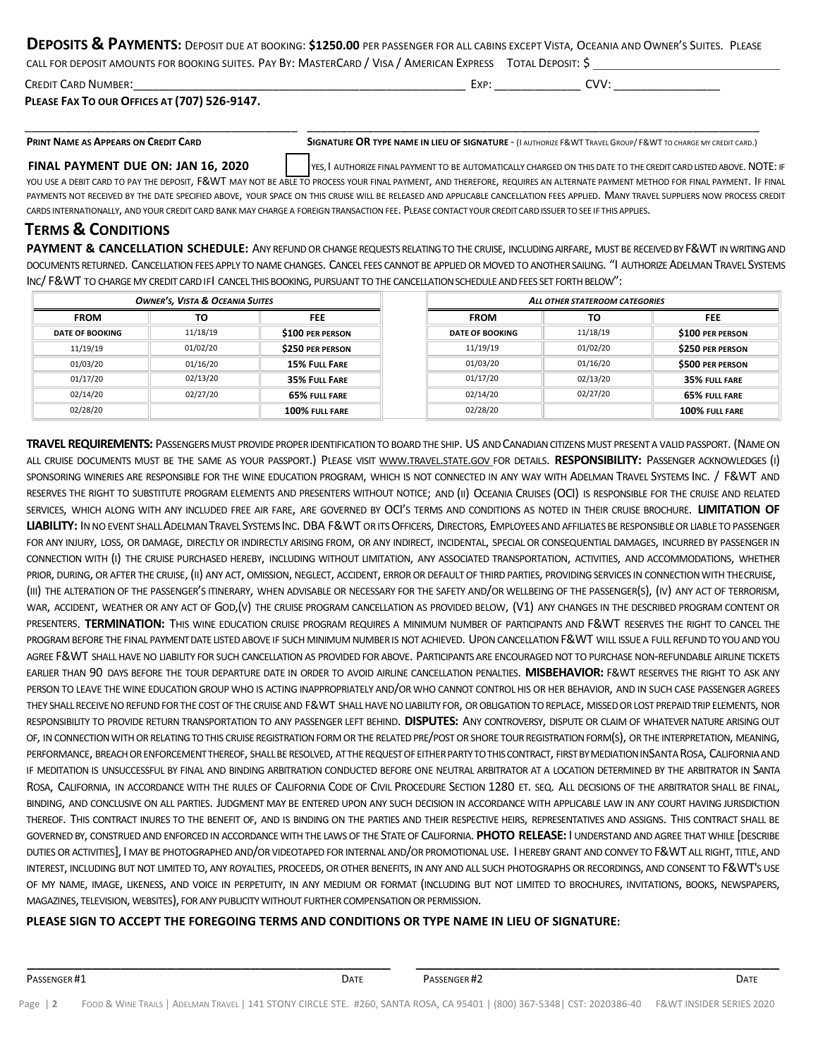**DEPOSITS & PAYMENTS:** DEPOSIT DUE AT BOOKING: **$1250.00** PER PASSENGER FOR ALL CABINS EXCEPT VISTA, OCEANIA AND OWNER'S SUITES. PLEASE CALL FOR DEPOSIT AMOUNTS FOR BOOKING SUITES. PAY BY: MASTERCARD / VISA / AMERICAN EXPRESS TOTAL DEPOSIT: $ ______________________________

CREDIT CARD NUMBER:______________________________________________________ EXP: ______________ CVV: _________________

**PLEASE FAX TO OUR OFFICES AT (707) 526-9147.**

_____________________________________________ _______________________________________________________________________________

**PRINT NAME AS APPEARS ON CREDIT CARD** **SIGNATURE OR TYPE NAME IN LIEU OF SIGNATURE** - (I AUTHORIZE F&WT TRAVEL GROUP/ F&WT TO CHARGE MY CREDIT CARD.)

**FINAL PAYMENT DUE ON: JAN 16, 2020** ☐ YES, I AUTHORIZE FINAL PAYMENT TO BE AUTOMATICALLY CHARGED ON THIS DATE TO THE CREDIT CARD LISTED ABOVE. NOTE: IF YOU USE A DEBIT CARD TO PAY THE DEPOSIT, F&WT MAY NOT BE ABLE TO PROCESS YOUR FINAL PAYMENT, AND THEREFORE, REQUIRES AN ALTERNATE PAYMENT METHOD FOR FINAL PAYMENT. IF FINAL PAYMENTS NOT RECEIVED BY THE DATE SPECIFIED ABOVE, YOUR SPACE ON THIS CRUISE WILL BE RELEASED AND APPLICABLE CANCELLATION FEES APPLIED. MANY TRAVEL SUPPLIERS NOW PROCESS CREDIT CARDS INTERNATIONALLY, AND YOUR CREDIT CARD BANK MAY CHARGE A FOREIGN TRANSACTION FEE. PLEASE CONTACT YOUR CREDIT CARD ISSUER TO SEE IF THIS APPLIES.

## TERMS & CONDITIONS

**PAYMENT & CANCELLATION SCHEDULE:** ANY REFUND OR CHANGE REQUESTS RELATING TO THE CRUISE, INCLUDING AIRFARE, MUST BE RECEIVED BY F&WT IN WRITING AND DOCUMENTS RETURNED. CANCELLATION FEES APPLY TO NAME CHANGES. CANCEL FEES CANNOT BE APPLIED OR MOVED TO ANOTHER SAILING. "I AUTHORIZE ADELMAN TRAVEL SYSTEMS INC/ F&WT TO CHARGE MY CREDIT CARD IF I CANCEL THIS BOOKING, PURSUANT TO THE CANCELLATION SCHEDULE AND FEES SET FORTH BELOW":

| *OWNER'S, VISTA & OCEANIA SUITES* | | |
|---|---|---|
| **FROM** | **TO** | **FEE** |
| **DATE OF BOOKING** | 11/18/19 | **$100 PER PERSON** |
| 11/19/19 | 01/02/20 | **$250 PER PERSON** |
| 01/03/20 | 01/16/20 | **15% FULL FARE** |
| 01/17/20 | 02/13/20 | **35% FULL FARE** |
| 02/14/20 | 02/27/20 | **65% FULL FARE** |
| 02/28/20 | | **100% FULL FARE** |

| *ALL OTHER STATEROOM CATEGORIES* | | |
|---|---|---|
| **FROM** | **TO** | **FEE** |
| **DATE OF BOOKING** | 11/18/19 | **$100 PER PERSON** |
| 11/19/19 | 01/02/20 | **$250 PER PERSON** |
| 01/03/20 | 01/16/20 | **$500 PER PERSON** |
| 01/17/20 | 02/13/20 | **35% FULL FARE** |
| 02/14/20 | 02/27/20 | **65% FULL FARE** |
| 02/28/20 | | **100% FULL FARE** |

**TRAVEL REQUIREMENTS:** PASSENGERS MUST PROVIDE PROPER IDENTIFICATION TO BOARD THE SHIP. US AND CANADIAN CITIZENS MUST PRESENT A VALID PASSPORT. (NAME ON ALL CRUISE DOCUMENTS MUST BE THE SAME AS YOUR PASSPORT.) PLEASE VISIT WWW.TRAVEL.STATE.GOV FOR DETAILS. **RESPONSIBILITY:** PASSENGER ACKNOWLEDGES (I) SPONSORING WINERIES ARE RESPONSIBLE FOR THE WINE EDUCATION PROGRAM, WHICH IS NOT CONNECTED IN ANY WAY WITH ADELMAN TRAVEL SYSTEMS INC. / F&WT AND RESERVES THE RIGHT TO SUBSTITUTE PROGRAM ELEMENTS AND PRESENTERS WITHOUT NOTICE; AND (II) OCEANIA CRUISES (OCI) IS RESPONSIBLE FOR THE CRUISE AND RELATED SERVICES, WHICH ALONG WITH ANY INCLUDED FREE AIR FARE, ARE GOVERNED BY OCI'S TERMS AND CONDITIONS AS NOTED IN THEIR CRUISE BROCHURE. **LIMITATION OF LIABILITY:** IN NO EVENT SHALL ADELMAN TRAVEL SYSTEMS INC. DBA F&WT OR ITS OFFICERS, DIRECTORS, EMPLOYEES AND AFFILIATES BE RESPONSIBLE OR LIABLE TO PASSENGER FOR ANY INJURY, LOSS, OR DAMAGE, DIRECTLY OR INDIRECTLY ARISING FROM, OR ANY INDIRECT, INCIDENTAL, SPECIAL OR CONSEQUENTIAL DAMAGES, INCURRED BY PASSENGER IN CONNECTION WITH (I) THE CRUISE PURCHASED HEREBY, INCLUDING WITHOUT LIMITATION, ANY ASSOCIATED TRANSPORTATION, ACTIVITIES, AND ACCOMMODATIONS, WHETHER PRIOR, DURING, OR AFTER THE CRUISE, (II) ANY ACT, OMISSION, NEGLECT, ACCIDENT, ERROR OR DEFAULT OF THIRD PARTIES, PROVIDING SERVICES IN CONNECTION WITH THE CRUISE, (III) THE ALTERATION OF THE PASSENGER'S ITINERARY, WHEN ADVISABLE OR NECESSARY FOR THE SAFETY AND/OR WELLBEING OF THE PASSENGER(S), (IV) ANY ACT OF TERRORISM, WAR, ACCIDENT, WEATHER OR ANY ACT OF GOD,(V) THE CRUISE PROGRAM CANCELLATION AS PROVIDED BELOW, (V1) ANY CHANGES IN THE DESCRIBED PROGRAM CONTENT OR PRESENTERS. **TERMINATION:** THIS WINE EDUCATION CRUISE PROGRAM REQUIRES A MINIMUM NUMBER OF PARTICIPANTS AND F&WT RESERVES THE RIGHT TO CANCEL THE PROGRAM BEFORE THE FINAL PAYMENT DATE LISTED ABOVE IF SUCH MINIMUM NUMBER IS NOT ACHIEVED. UPON CANCELLATION F&WT WILL ISSUE A FULL REFUND TO YOU AND YOU AGREE F&WT SHALL HAVE NO LIABILITY FOR SUCH CANCELLATION AS PROVIDED FOR ABOVE. PARTICIPANTS ARE ENCOURAGED NOT TO PURCHASE NON-REFUNDABLE AIRLINE TICKETS EARLIER THAN 90 DAYS BEFORE THE TOUR DEPARTURE DATE IN ORDER TO AVOID AIRLINE CANCELLATION PENALTIES. **MISBEHAVIOR:** F&WT RESERVES THE RIGHT TO ASK ANY PERSON TO LEAVE THE WINE EDUCATION GROUP WHO IS ACTING INAPPROPRIATELY AND/OR WHO CANNOT CONTROL HIS OR HER BEHAVIOR, AND IN SUCH CASE PASSENGER AGREES THEY SHALL RECEIVE NO REFUND FOR THE COST OF THE CRUISE AND F&WT SHALL HAVE NO LIABILITY FOR, OR OBLIGATION TO REPLACE, MISSED OR LOST PREPAID TRIP ELEMENTS, NOR RESPONSIBILITY TO PROVIDE RETURN TRANSPORTATION TO ANY PASSENGER LEFT BEHIND. **DISPUTES:** ANY CONTROVERSY, DISPUTE OR CLAIM OF WHATEVER NATURE ARISING OUT OF, IN CONNECTION WITH OR RELATING TO THIS CRUISE REGISTRATION FORM OR THE RELATED PRE/POST OR SHORE TOUR REGISTRATION FORM(S), OR THE INTERPRETATION, MEANING, PERFORMANCE, BREACH OR ENFORCEMENT THEREOF, SHALL BE RESOLVED, AT THE REQUEST OF EITHER PARTY TO THIS CONTRACT, FIRST BY MEDIATION IN SANTA ROSA, CALIFORNIA AND IF MEDITATION IS UNSUCCESSFUL BY FINAL AND BINDING ARBITRATION CONDUCTED BEFORE ONE NEUTRAL ARBITRATOR AT A LOCATION DETERMINED BY THE ARBITRATOR IN SANTA ROSA, CALIFORNIA, IN ACCORDANCE WITH THE RULES OF CALIFORNIA CODE OF CIVIL PROCEDURE SECTION 1280 ET. SEQ. ALL DECISIONS OF THE ARBITRATOR SHALL BE FINAL, BINDING, AND CONCLUSIVE ON ALL PARTIES. JUDGMENT MAY BE ENTERED UPON ANY SUCH DECISION IN ACCORDANCE WITH APPLICABLE LAW IN ANY COURT HAVING JURISDICTION THEREOF. THIS CONTRACT INURES TO THE BENEFIT OF, AND IS BINDING ON THE PARTIES AND THEIR RESPECTIVE HEIRS, REPRESENTATIVES AND ASSIGNS. THIS CONTRACT SHALL BE GOVERNED BY, CONSTRUED AND ENFORCED IN ACCORDANCE WITH THE LAWS OF THE STATE OF CALIFORNIA. **PHOTO RELEASE:** I UNDERSTAND AND AGREE THAT WHILE [DESCRIBE DUTIES OR ACTIVITIES], I MAY BE PHOTOGRAPHED AND/OR VIDEOTAPED FOR INTERNAL AND/OR PROMOTIONAL USE. I HEREBY GRANT AND CONVEY TO F&WT ALL RIGHT, TITLE, AND INTEREST, INCLUDING BUT NOT LIMITED TO, ANY ROYALTIES, PROCEEDS, OR OTHER BENEFITS, IN ANY AND ALL SUCH PHOTOGRAPHS OR RECORDINGS, AND CONSENT TO F&WT'S USE OF MY NAME, IMAGE, LIKENESS, AND VOICE IN PERPETUITY, IN ANY MEDIUM OR FORMAT (INCLUDING BUT NOT LIMITED TO BROCHURES, INVITATIONS, BOOKS, NEWSPAPERS, MAGAZINES, TELEVISION, WEBSITES), FOR ANY PUBLICITY WITHOUT FURTHER COMPENSATION OR PERMISSION.

**PLEASE SIGN TO ACCEPT THE FOREGOING TERMS AND CONDITIONS OR TYPE NAME IN LIEU OF SIGNATURE:**

_______________________________________________________ _______________________________________________________

PASSENGER #1 DATE PASSENGER #2 DATE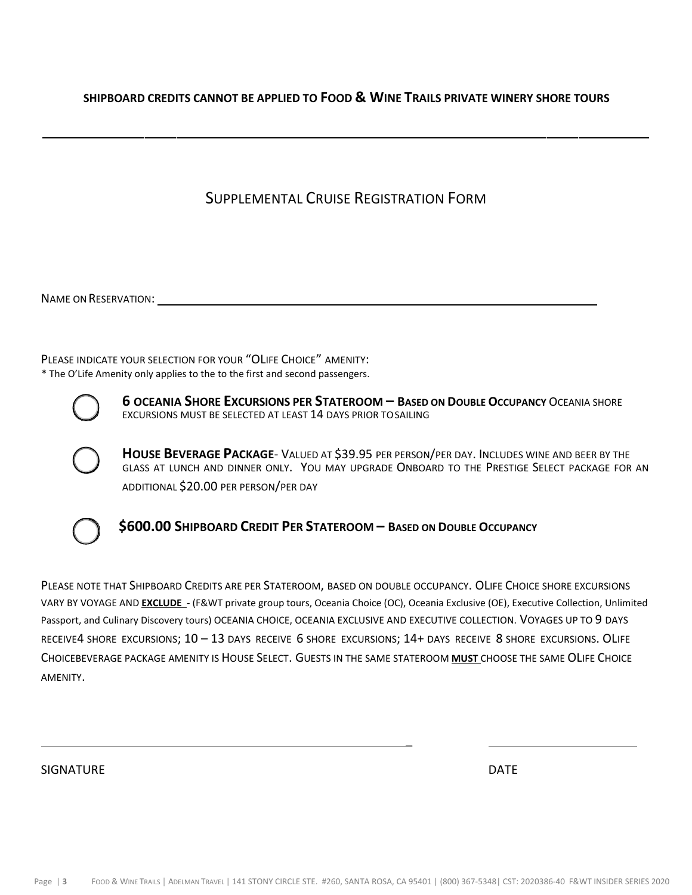**SHIPBOARD CREDITS CANNOT BE APPLIED TO FOOD & WINE TRAILS PRIVATE WINERY SHORE TOURS**

---

## SUPPLEMENTAL CRUISE REGISTRATION FORM

NAME ON RESERVATION: ______________________________________________

PLEASE INDICATE YOUR SELECTION FOR YOUR "OLIFE CHOICE" AMENITY:
* The O'Life Amenity only applies to the to the first and second passengers.

- ◯ **6 OCEANIA SHORE EXCURSIONS PER STATEROOM – BASED ON DOUBLE OCCUPANCY** OCEANIA SHORE EXCURSIONS MUST BE SELECTED AT LEAST 14 DAYS PRIOR TO SAILING

- ◯ **HOUSE BEVERAGE PACKAGE**- VALUED AT $39.95 PER PERSON/PER DAY. INCLUDES WINE AND BEER BY THE GLASS AT LUNCH AND DINNER ONLY. YOU MAY UPGRADE ONBOARD TO THE PRESTIGE SELECT PACKAGE FOR AN ADDITIONAL $20.00 PER PERSON/PER DAY

- ◯ **$600.00 SHIPBOARD CREDIT PER STATEROOM – BASED ON DOUBLE OCCUPANCY**

PLEASE NOTE THAT SHIPBOARD CREDITS ARE PER STATEROOM, BASED ON DOUBLE OCCUPANCY. OLIFE CHOICE SHORE EXCURSIONS VARY BY VOYAGE AND **EXCLUDE** - (F&WT private group tours, Oceania Choice (OC), Oceania Exclusive (OE), Executive Collection, Unlimited Passport, and Culinary Discovery tours) OCEANIA CHOICE, OCEANIA EXCLUSIVE AND EXECUTIVE COLLECTION. VOYAGES UP TO 9 DAYS RECEIVE4 SHORE EXCURSIONS; 10 – 13 DAYS RECEIVE 6 SHORE EXCURSIONS; 14+ DAYS RECEIVE 8 SHORE EXCURSIONS. OLIFE CHOICEBEVERAGE PACKAGE AMENITY IS HOUSE SELECT. GUESTS IN THE SAME STATEROOM **MUST** CHOOSE THE SAME OLIFE CHOICE AMENITY.

______________________________________________ ______________________

SIGNATURE DATE